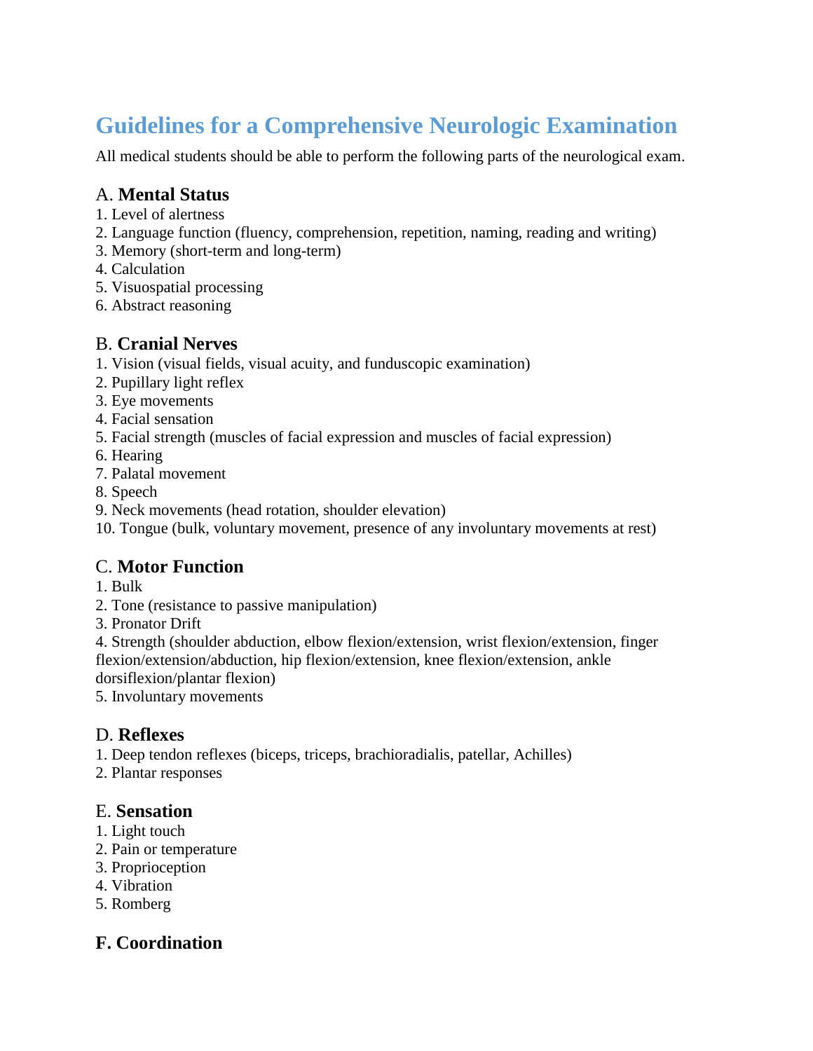# Guidelines for a Comprehensive Neurologic Examination

All medical students should be able to perform the following parts of the neurological exam.

## A. **Mental Status**

1. Level of alertness
2. Language function (fluency, comprehension, repetition, naming, reading and writing)
3. Memory (short-term and long-term)
4. Calculation
5. Visuospatial processing
6. Abstract reasoning

## B. **Cranial Nerves**

1. Vision (visual fields, visual acuity, and funduscopic examination)
2. Pupillary light reflex
3. Eye movements
4. Facial sensation
5. Facial strength (muscles of facial expression and muscles of facial expression)
6. Hearing
7. Palatal movement
8. Speech
9. Neck movements (head rotation, shoulder elevation)
10. Tongue (bulk, voluntary movement, presence of any involuntary movements at rest)

## C. **Motor Function**

1. Bulk
2. Tone (resistance to passive manipulation)
3. Pronator Drift
4. Strength (shoulder abduction, elbow flexion/extension, wrist flexion/extension, finger flexion/extension/abduction, hip flexion/extension, knee flexion/extension, ankle dorsiflexion/plantar flexion)
5. Involuntary movements

## D. **Reflexes**

1. Deep tendon reflexes (biceps, triceps, brachioradialis, patellar, Achilles)
2. Plantar responses

## E. **Sensation**

1. Light touch
2. Pain or temperature
3. Proprioception
4. Vibration
5. Romberg

## **F. Coordination**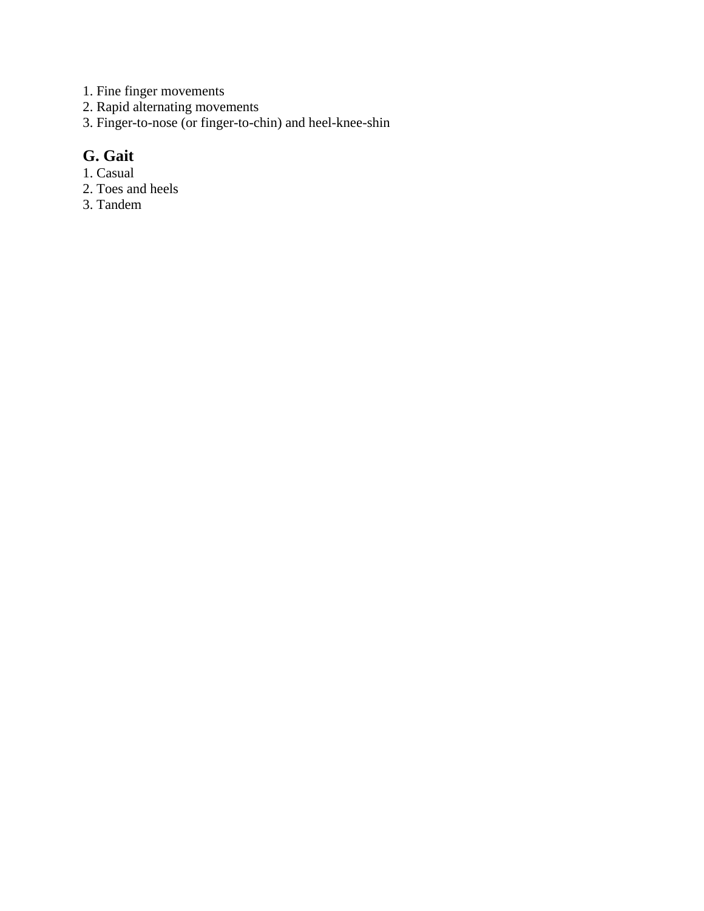1. Fine finger movements
2. Rapid alternating movements
3. Finger-to-nose (or finger-to-chin) and heel-knee-shin

## G. Gait

1. Casual
2. Toes and heels
3. Tandem